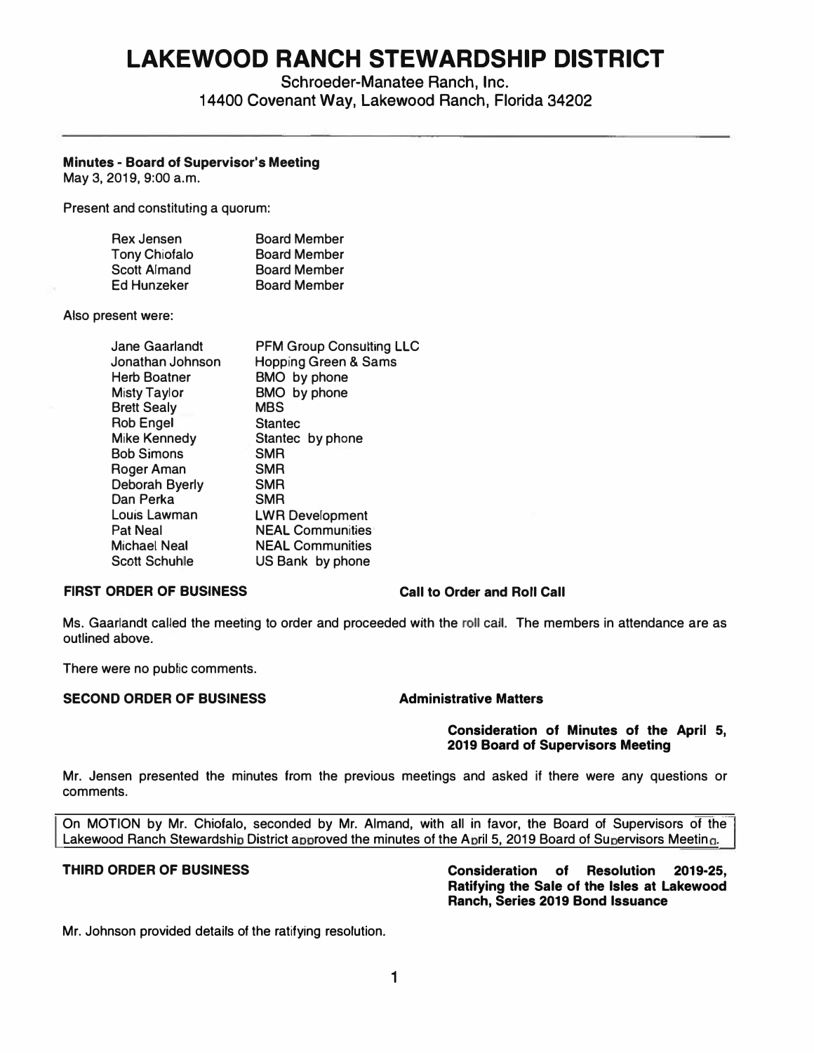# LAKEWOOD RANCH STEWARDSHIP DISTRICT

Schroeder-Manatee Ranch, Inc.
14400 Covenant Way, Lakewood Ranch, Florida 34202

**Minutes - Board of Supervisor's Meeting**
May 3, 2019, 9:00 a.m.

Present and constituting a quorum:

| | |
|---|---|
| Rex Jensen | Board Member |
| Tony Chiofalo | Board Member |
| Scott Almand | Board Member |
| Ed Hunzeker | Board Member |

Also present were:

| | |
|---|---|
| Jane Gaarlandt | PFM Group Consulting LLC |
| Jonathan Johnson | Hopping Green & Sams |
| Herb Boatner | BMO by phone |
| Misty Taylor | BMO by phone |
| Brett Sealy | MBS |
| Rob Engel | Stantec |
| Mike Kennedy | Stantec by phone |
| Bob Simons | SMR |
| Roger Aman | SMR |
| Deborah Byerly | SMR |
| Dan Perka | SMR |
| Louis Lawman | LWR Development |
| Pat Neal | NEAL Communities |
| Michael Neal | NEAL Communities |
| Scott Schuhle | US Bank by phone |

**FIRST ORDER OF BUSINESS** **Call to Order and Roll Call**

Ms. Gaarlandt called the meeting to order and proceeded with the roll call. The members in attendance are as outlined above.

There were no public comments.

**SECOND ORDER OF BUSINESS** **Administrative Matters**

**Consideration of Minutes of the April 5, 2019 Board of Supervisors Meeting**

Mr. Jensen presented the minutes from the previous meetings and asked if there were any questions or comments.

On MOTION by Mr. Chiofalo, seconded by Mr. Almand, with all in favor, the Board of Supervisors of the Lakewood Ranch Stewardship District approved the minutes of the April 5, 2019 Board of Supervisors Meeting.

**THIRD ORDER OF BUSINESS** **Consideration of Resolution 2019-25, Ratifying the Sale of the Isles at Lakewood Ranch, Series 2019 Bond Issuance**

Mr. Johnson provided details of the ratifying resolution.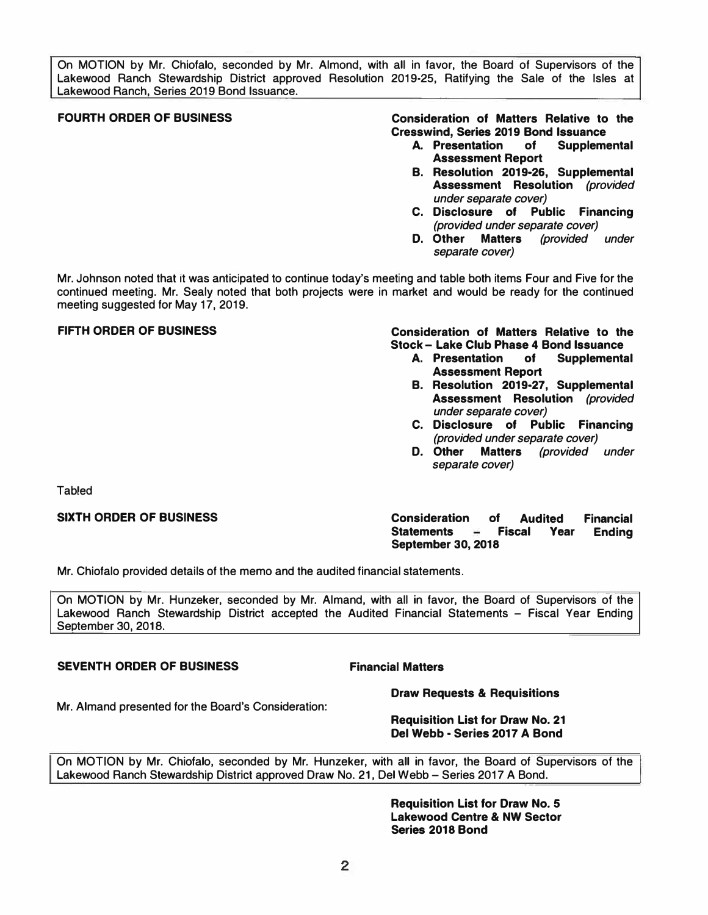On MOTION by Mr. Chiofalo, seconded by Mr. Almond, with all in favor, the Board of Supervisors of the Lakewood Ranch Stewardship District approved Resolution 2019-25, Ratifying the Sale of the Isles at Lakewood Ranch, Series 2019 Bond Issuance.

**FOURTH ORDER OF BUSINESS** **Consideration of Matters Relative to the Cresswind, Series 2019 Bond Issuance**

- **A. Presentation of Supplemental Assessment Report**
- **B. Resolution 2019-26, Supplemental Assessment Resolution** *(provided under separate cover)*
- **C. Disclosure of Public Financing** *(provided under separate cover)*
- **D. Other Matters** *(provided under separate cover)*

Mr. Johnson noted that it was anticipated to continue today's meeting and table both items Four and Five for the continued meeting. Mr. Sealy noted that both projects were in market and would be ready for the continued meeting suggested for May 17, 2019.

**FIFTH ORDER OF BUSINESS** **Consideration of Matters Relative to the Stock – Lake Club Phase 4 Bond Issuance**

- **A. Presentation of Supplemental Assessment Report**
- **B. Resolution 2019-27, Supplemental Assessment Resolution** *(provided under separate cover)*
- **C. Disclosure of Public Financing** *(provided under separate cover)*
- **D. Other Matters** *(provided under separate cover)*

Tabled

**SIXTH ORDER OF BUSINESS** **Consideration of Audited Financial Statements – Fiscal Year Ending September 30, 2018**

Mr. Chiofalo provided details of the memo and the audited financial statements.

On MOTION by Mr. Hunzeker, seconded by Mr. Almand, with all in favor, the Board of Supervisors of the Lakewood Ranch Stewardship District accepted the Audited Financial Statements – Fiscal Year Ending September 30, 2018.

**SEVENTH ORDER OF BUSINESS** **Financial Matters**

**Draw Requests & Requisitions**

Mr. Almand presented for the Board's Consideration:

**Requisition List for Draw No. 21**
**Del Webb - Series 2017 A Bond**

On MOTION by Mr. Chiofalo, seconded by Mr. Hunzeker, with all in favor, the Board of Supervisors of the Lakewood Ranch Stewardship District approved Draw No. 21, Del Webb – Series 2017 A Bond.

**Requisition List for Draw No. 5**
**Lakewood Centre & NW Sector**
**Series 2018 Bond**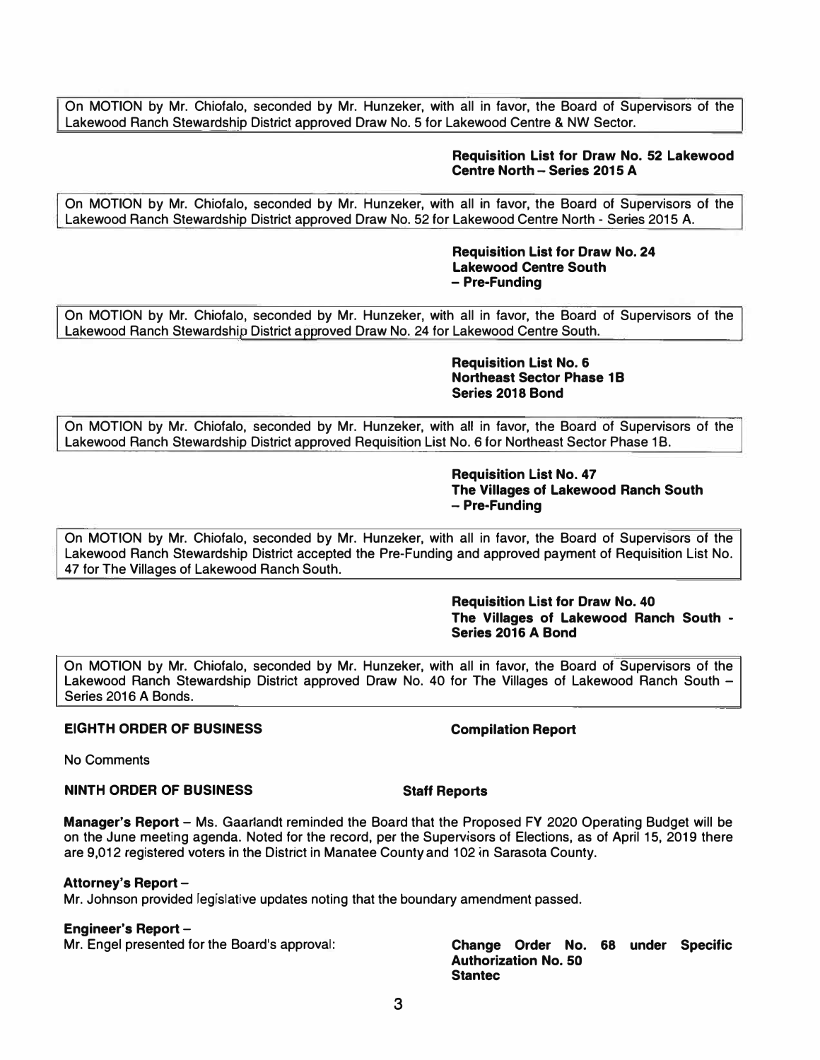On MOTION by Mr. Chiofalo, seconded by Mr. Hunzeker, with all in favor, the Board of Supervisors of the Lakewood Ranch Stewardship District approved Draw No. 5 for Lakewood Centre & NW Sector.

**Requisition List for Draw No. 52 Lakewood Centre North – Series 2015 A**

On MOTION by Mr. Chiofalo, seconded by Mr. Hunzeker, with all in favor, the Board of Supervisors of the Lakewood Ranch Stewardship District approved Draw No. 52 for Lakewood Centre North - Series 2015 A.

**Requisition List for Draw No. 24 Lakewood Centre South – Pre-Funding**

On MOTION by Mr. Chiofalo, seconded by Mr. Hunzeker, with all in favor, the Board of Supervisors of the Lakewood Ranch Stewardship District approved Draw No. 24 for Lakewood Centre South.

**Requisition List No. 6 Northeast Sector Phase 1B Series 2018 Bond**

On MOTION by Mr. Chiofalo, seconded by Mr. Hunzeker, with all in favor, the Board of Supervisors of the Lakewood Ranch Stewardship District approved Requisition List No. 6 for Northeast Sector Phase 1B.

**Requisition List No. 47 The Villages of Lakewood Ranch South – Pre-Funding**

On MOTION by Mr. Chiofalo, seconded by Mr. Hunzeker, with all in favor, the Board of Supervisors of the Lakewood Ranch Stewardship District accepted the Pre-Funding and approved payment of Requisition List No. 47 for The Villages of Lakewood Ranch South.

**Requisition List for Draw No. 40 The Villages of Lakewood Ranch South - Series 2016 A Bond**

On MOTION by Mr. Chiofalo, seconded by Mr. Hunzeker, with all in favor, the Board of Supervisors of the Lakewood Ranch Stewardship District approved Draw No. 40 for The Villages of Lakewood Ranch South – Series 2016 A Bonds.

**EIGHTH ORDER OF BUSINESS** **Compilation Report**

No Comments

**NINTH ORDER OF BUSINESS** **Staff Reports**

**Manager's Report** – Ms. Gaarlandt reminded the Board that the Proposed FY 2020 Operating Budget will be on the June meeting agenda. Noted for the record, per the Supervisors of Elections, as of April 15, 2019 there are 9,012 registered voters in the District in Manatee County and 102 in Sarasota County.

**Attorney's Report** –
Mr. Johnson provided legislative updates noting that the boundary amendment passed.

**Engineer's Report** –
Mr. Engel presented for the Board's approval: **Change Order No. 68 under Specific Authorization No. 50 Stantec**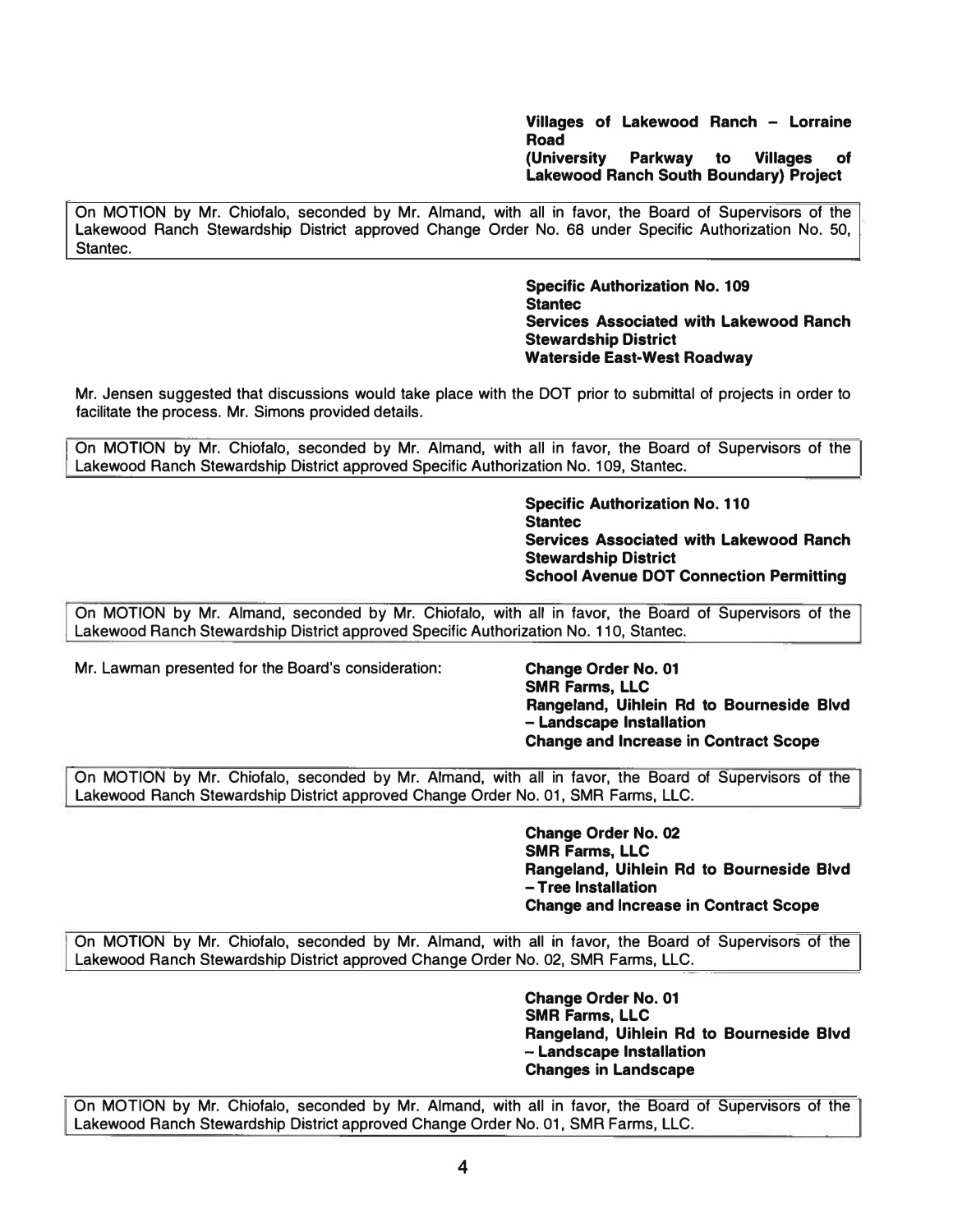**Villages of Lakewood Ranch – Lorraine Road**
**(University Parkway to Villages of Lakewood Ranch South Boundary) Project**

On MOTION by Mr. Chiofalo, seconded by Mr. Almand, with all in favor, the Board of Supervisors of the Lakewood Ranch Stewardship District approved Change Order No. 68 under Specific Authorization No. 50, Stantec.

**Specific Authorization No. 109**
**Stantec**
**Services Associated with Lakewood Ranch Stewardship District**
**Waterside East-West Roadway**

Mr. Jensen suggested that discussions would take place with the DOT prior to submittal of projects in order to facilitate the process. Mr. Simons provided details.

On MOTION by Mr. Chiofalo, seconded by Mr. Almand, with all in favor, the Board of Supervisors of the Lakewood Ranch Stewardship District approved Specific Authorization No. 109, Stantec.

**Specific Authorization No. 110**
**Stantec**
**Services Associated with Lakewood Ranch Stewardship District**
**School Avenue DOT Connection Permitting**

On MOTION by Mr. Almand, seconded by Mr. Chiofalo, with all in favor, the Board of Supervisors of the Lakewood Ranch Stewardship District approved Specific Authorization No. 110, Stantec.

Mr. Lawman presented for the Board's consideration:

**Change Order No. 01**
**SMR Farms, LLC**
**Rangeland, Uihlein Rd to Bourneside Blvd – Landscape Installation**
**Change and Increase in Contract Scope**

On MOTION by Mr. Chiofalo, seconded by Mr. Almand, with all in favor, the Board of Supervisors of the Lakewood Ranch Stewardship District approved Change Order No. 01, SMR Farms, LLC.

**Change Order No. 02**
**SMR Farms, LLC**
**Rangeland, Uihlein Rd to Bourneside Blvd – Tree Installation**
**Change and Increase in Contract Scope**

On MOTION by Mr. Chiofalo, seconded by Mr. Almand, with all in favor, the Board of Supervisors of the Lakewood Ranch Stewardship District approved Change Order No. 02, SMR Farms, LLC.

**Change Order No. 01**
**SMR Farms, LLC**
**Rangeland, Uihlein Rd to Bourneside Blvd – Landscape Installation**
**Changes in Landscape**

On MOTION by Mr. Chiofalo, seconded by Mr. Almand, with all in favor, the Board of Supervisors of the Lakewood Ranch Stewardship District approved Change Order No. 01, SMR Farms, LLC.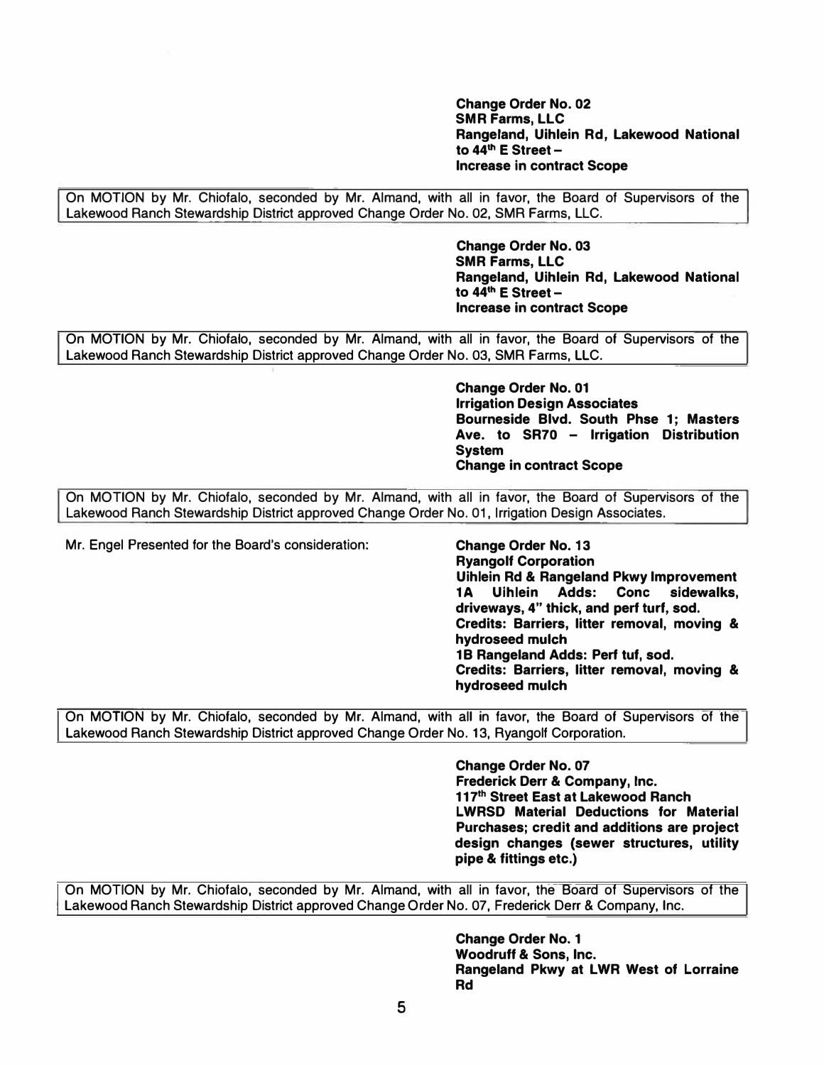**Change Order No. 02**
**SMR Farms, LLC**
**Rangeland, Uihlein Rd, Lakewood National to 44th E Street –**
**Increase in contract Scope**

> On MOTION by Mr. Chiofalo, seconded by Mr. Almand, with all in favor, the Board of Supervisors of the Lakewood Ranch Stewardship District approved Change Order No. 02, SMR Farms, LLC.

**Change Order No. 03**
**SMR Farms, LLC**
**Rangeland, Uihlein Rd, Lakewood National to 44th E Street –**
**Increase in contract Scope**

> On MOTION by Mr. Chiofalo, seconded by Mr. Almand, with all in favor, the Board of Supervisors of the Lakewood Ranch Stewardship District approved Change Order No. 03, SMR Farms, LLC.

**Change Order No. 01**
**Irrigation Design Associates**
**Bourneside Blvd. South Phse 1; Masters Ave. to SR70 – Irrigation Distribution System**
**Change in contract Scope**

> On MOTION by Mr. Chiofalo, seconded by Mr. Almand, with all in favor, the Board of Supervisors of the Lakewood Ranch Stewardship District approved Change Order No. 01, Irrigation Design Associates.

Mr. Engel Presented for the Board's consideration:

**Change Order No. 13**
**Ryangolf Corporation**
**Uihlein Rd & Rangeland Pkwy Improvement**
**1A Uihlein Adds: Conc sidewalks, driveways, 4" thick, and perf turf, sod.**
**Credits: Barriers, litter removal, moving & hydroseed mulch**
**1B Rangeland Adds: Perf tuf, sod.**
**Credits: Barriers, litter removal, moving & hydroseed mulch**

> On MOTION by Mr. Chiofalo, seconded by Mr. Almand, with all in favor, the Board of Supervisors of the Lakewood Ranch Stewardship District approved Change Order No. 13, Ryangolf Corporation.

**Change Order No. 07**
**Frederick Derr & Company, Inc.**
**117th Street East at Lakewood Ranch**
**LWRSD Material Deductions for Material Purchases; credit and additions are project design changes (sewer structures, utility pipe & fittings etc.)**

> On MOTION by Mr. Chiofalo, seconded by Mr. Almand, with all in favor, the Board of Supervisors of the Lakewood Ranch Stewardship District approved Change Order No. 07, Frederick Derr & Company, Inc.

**Change Order No. 1**
**Woodruff & Sons, Inc.**
**Rangeland Pkwy at LWR West of Lorraine Rd**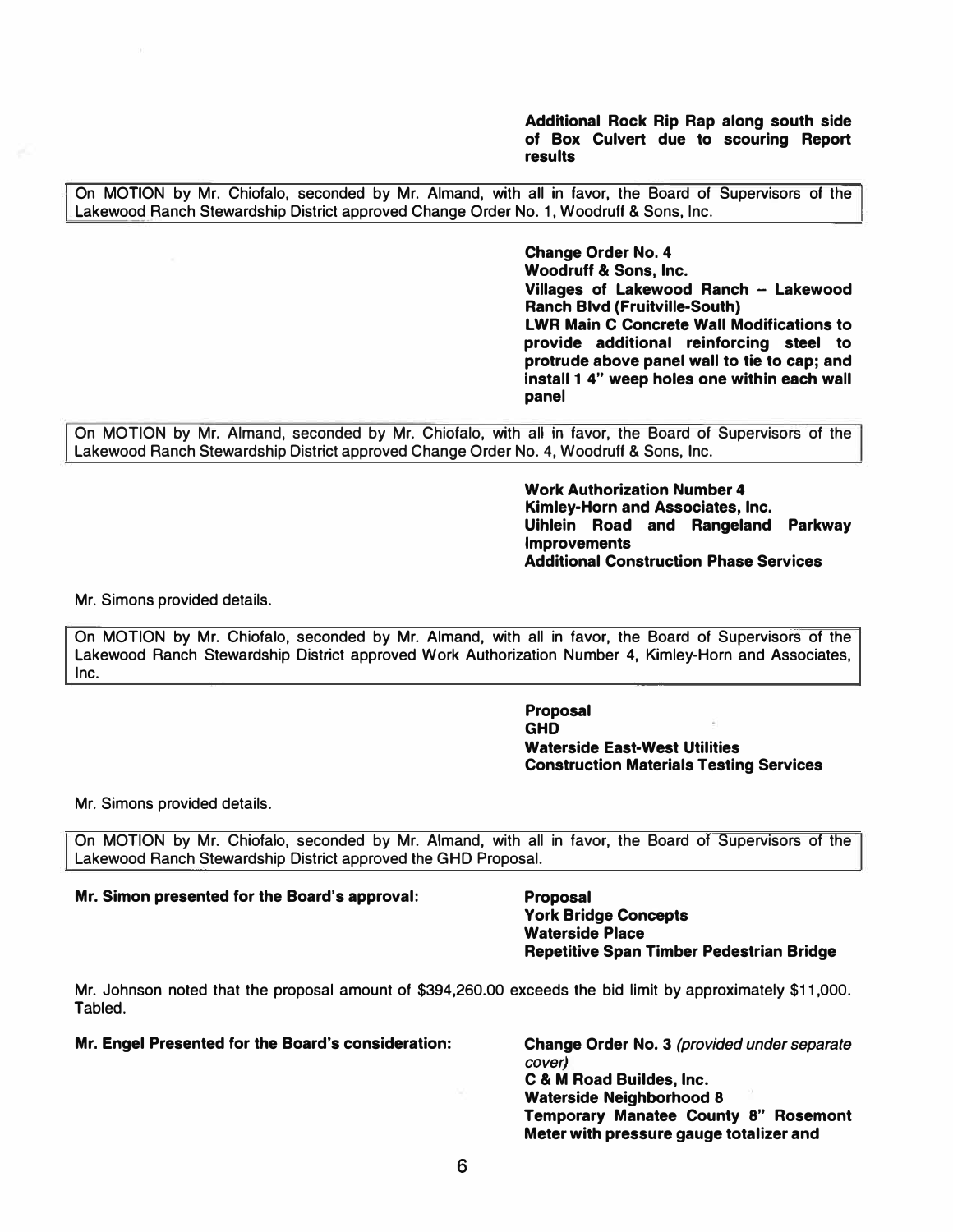**Additional Rock Rip Rap along south side of Box Culvert due to scouring Report results**

On MOTION by Mr. Chiofalo, seconded by Mr. Almand, with all in favor, the Board of Supervisors of the Lakewood Ranch Stewardship District approved Change Order No. 1, Woodruff & Sons, Inc.

**Change Order No. 4**
**Woodruff & Sons, Inc.**
**Villages of Lakewood Ranch – Lakewood Ranch Blvd (Fruitville-South)**
**LWR Main C Concrete Wall Modifications to provide additional reinforcing steel to protrude above panel wall to tie to cap; and install 1 4" weep holes one within each wall panel**

On MOTION by Mr. Almand, seconded by Mr. Chiofalo, with all in favor, the Board of Supervisors of the Lakewood Ranch Stewardship District approved Change Order No. 4, Woodruff & Sons, Inc.

**Work Authorization Number 4**
**Kimley-Horn and Associates, Inc.**
**Uihlein Road and Rangeland Parkway Improvements**
**Additional Construction Phase Services**

Mr. Simons provided details.

On MOTION by Mr. Chiofalo, seconded by Mr. Almand, with all in favor, the Board of Supervisors of the Lakewood Ranch Stewardship District approved Work Authorization Number 4, Kimley-Horn and Associates, Inc.

**Proposal**
**GHD**
**Waterside East-West Utilities**
**Construction Materials Testing Services**

Mr. Simons provided details.

On MOTION by Mr. Chiofalo, seconded by Mr. Almand, with all in favor, the Board of Supervisors of the Lakewood Ranch Stewardship District approved the GHD Proposal.

**Mr. Simon presented for the Board's approval:**

**Proposal**
**York Bridge Concepts**
**Waterside Place**
**Repetitive Span Timber Pedestrian Bridge**

Mr. Johnson noted that the proposal amount of $394,260.00 exceeds the bid limit by approximately $11,000. Tabled.

**Mr. Engel Presented for the Board's consideration:**

**Change Order No. 3** *(provided under separate cover)*
**C & M Road Buildes, Inc.**
**Waterside Neighborhood 8**
**Temporary Manatee County 8" Rosemont Meter with pressure gauge totalizer and**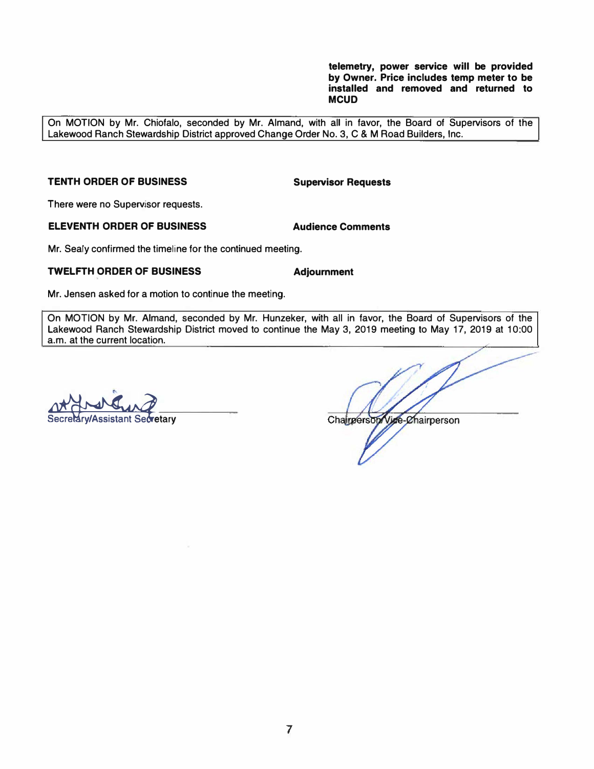**telemetry, power service will be provided by Owner. Price includes temp meter to be installed and removed and returned to MCUD**

> On MOTION by Mr. Chiofalo, seconded by Mr. Almand, with all in favor, the Board of Supervisors of the Lakewood Ranch Stewardship District approved Change Order No. 3, C & M Road Builders, Inc.

**TENTH ORDER OF BUSINESS** **Supervisor Requests**

There were no Supervisor requests.

**ELEVENTH ORDER OF BUSINESS** **Audience Comments**

Mr. Sealy confirmed the timeline for the continued meeting.

**TWELFTH ORDER OF BUSINESS** **Adjournment**

Mr. Jensen asked for a motion to continue the meeting.

> On MOTION by Mr. Almand, seconded by Mr. Hunzeker, with all in favor, the Board of Supervisors of the Lakewood Ranch Stewardship District moved to continue the May 3, 2019 meeting to May 17, 2019 at 10:00 a.m. at the current location.

Secretary/Assistant Secretary

Chairperson/Vice-Chairperson